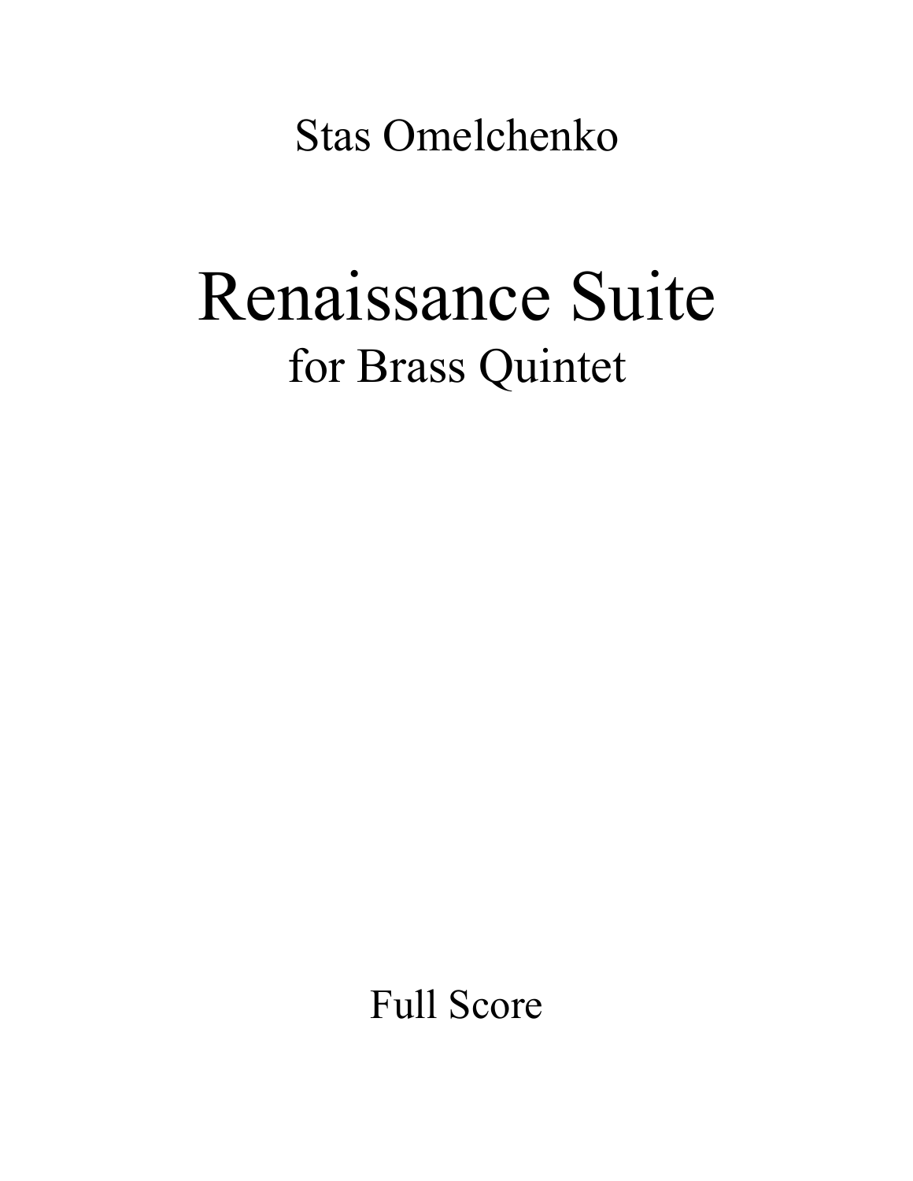Stas Omelchenko

# Renaissance Suite

## for Brass Quintet

Full Score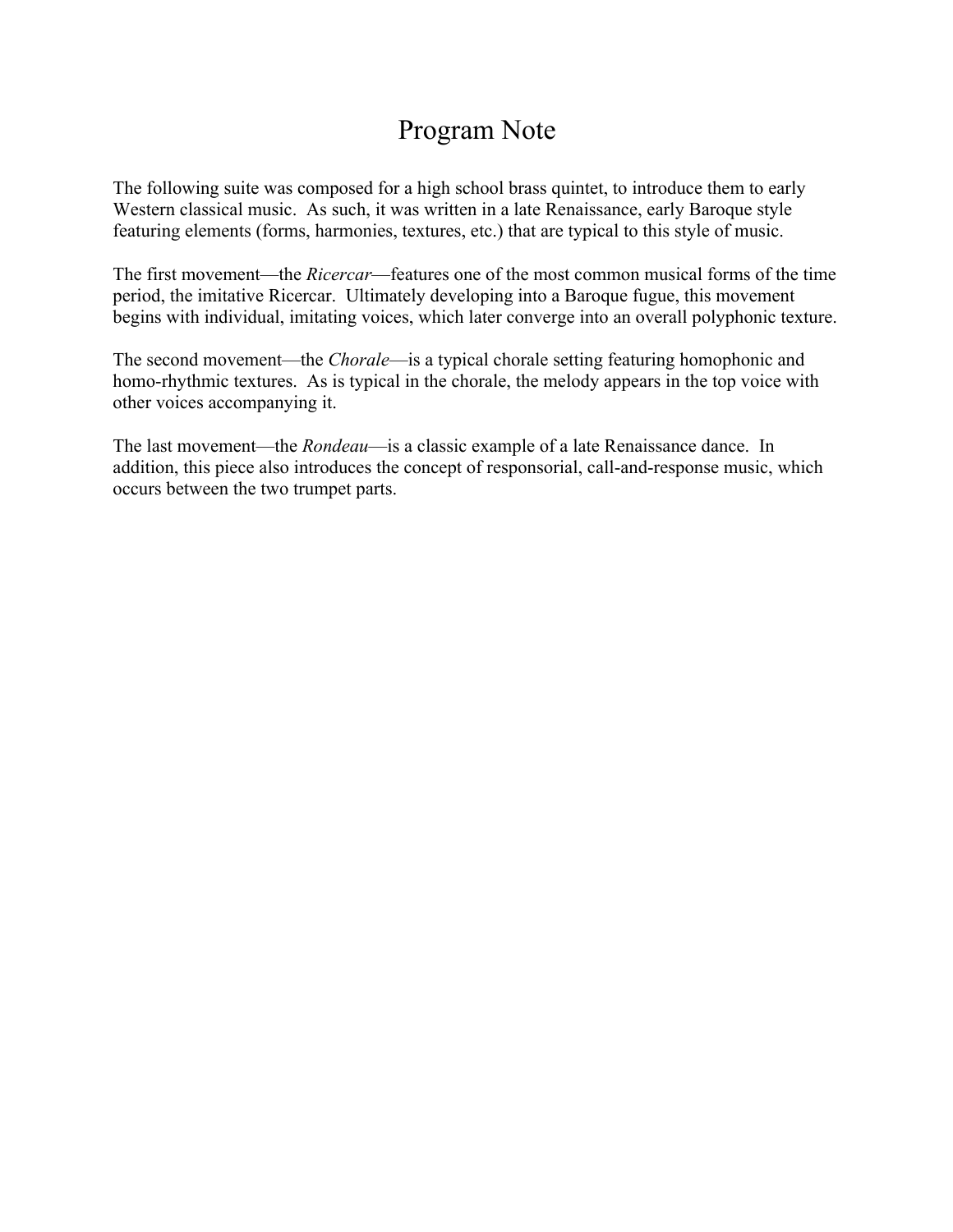# Program Note

The following suite was composed for a high school brass quintet, to introduce them to early Western classical music. As such, it was written in a late Renaissance, early Baroque style featuring elements (forms, harmonies, textures, etc.) that are typical to this style of music.

The first movement—the *Ricercar*—features one of the most common musical forms of the time period, the imitative Ricercar. Ultimately developing into a Baroque fugue, this movement begins with individual, imitating voices, which later converge into an overall polyphonic texture.

The second movement—the *Chorale*—is a typical chorale setting featuring homophonic and homo-rhythmic textures. As is typical in the chorale, the melody appears in the top voice with other voices accompanying it.

The last movement—the *Rondeau*—is a classic example of a late Renaissance dance. In addition, this piece also introduces the concept of responsorial, call-and-response music, which occurs between the two trumpet parts.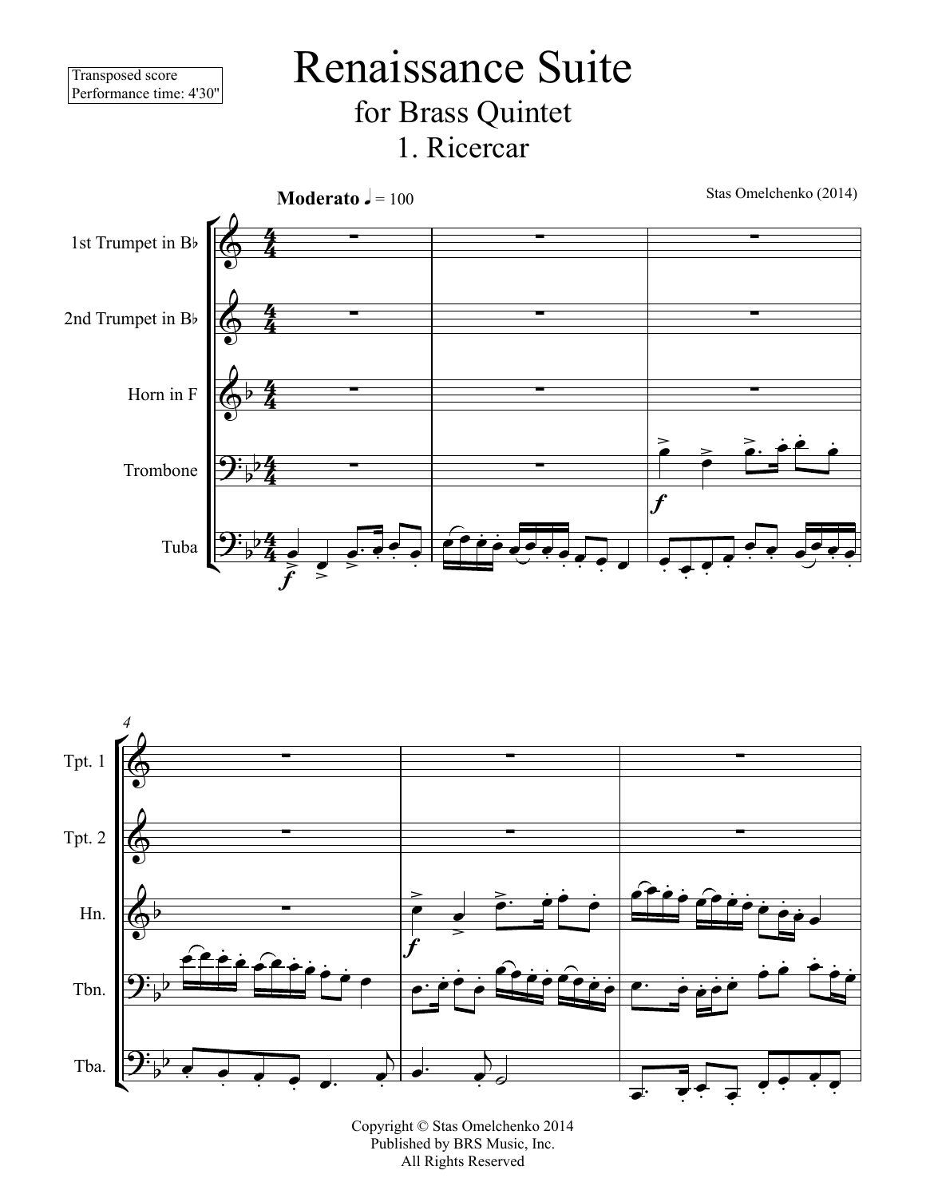Transposed score
Performance time: 4'30"

# Renaissance Suite

## for Brass Quintet

## 1. Ricercar

**Moderato** ♩ = 100

Stas Omelchenko (2014)

1st Trumpet in B♭

2nd Trumpet in B♭

Horn in F

Trombone

Tuba

Tpt. 1

Tpt. 2

Hn.

Tbn.

Tba.

Copyright © Stas Omelchenko 2014
Published by BRS Music, Inc.
All Rights Reserved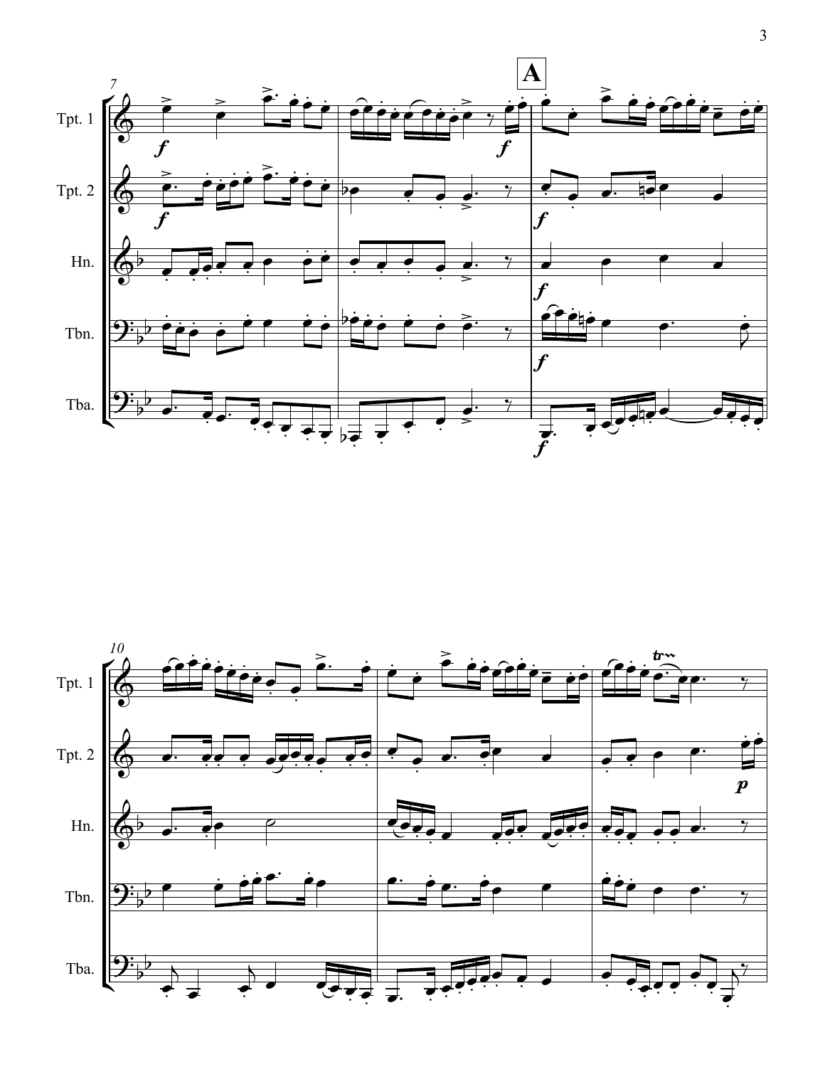**A**

Tpt. 1

Tpt. 2

Hn.

Tbn.

Tba.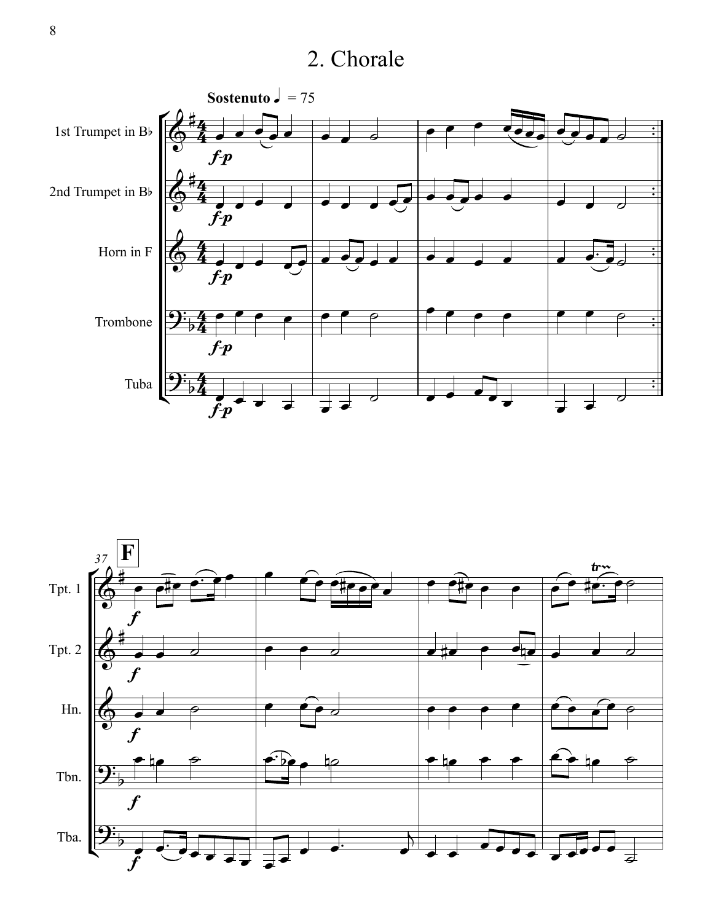# 2. Chorale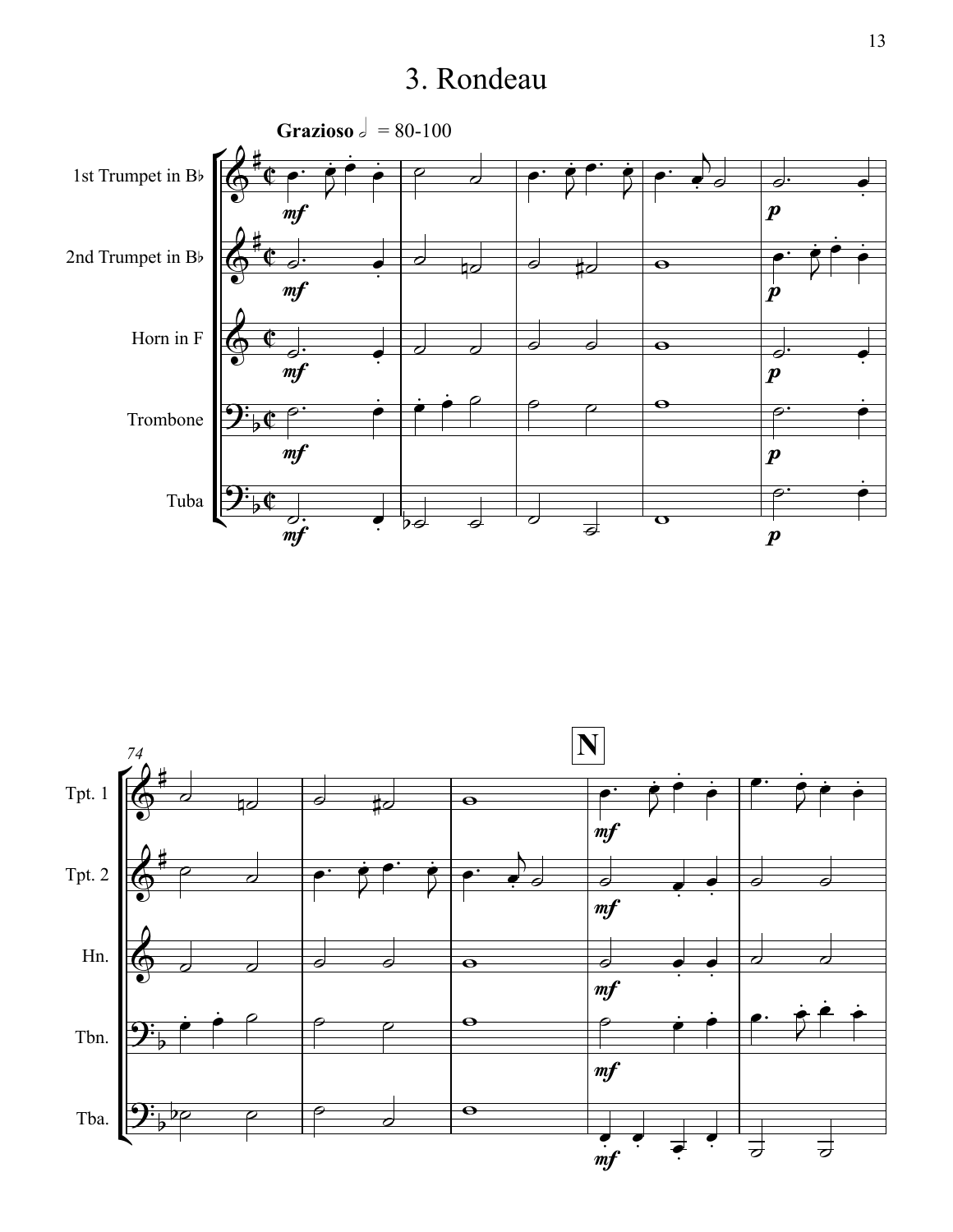# 3. Rondeau

**Grazioso** 𝅗𝅥 = 80-100

1st Trumpet in B♭

2nd Trumpet in B♭

Horn in F

Trombone

Tuba

74

**N**

Tpt. 1

Tpt. 2

Hn.

Tbn.

Tba.